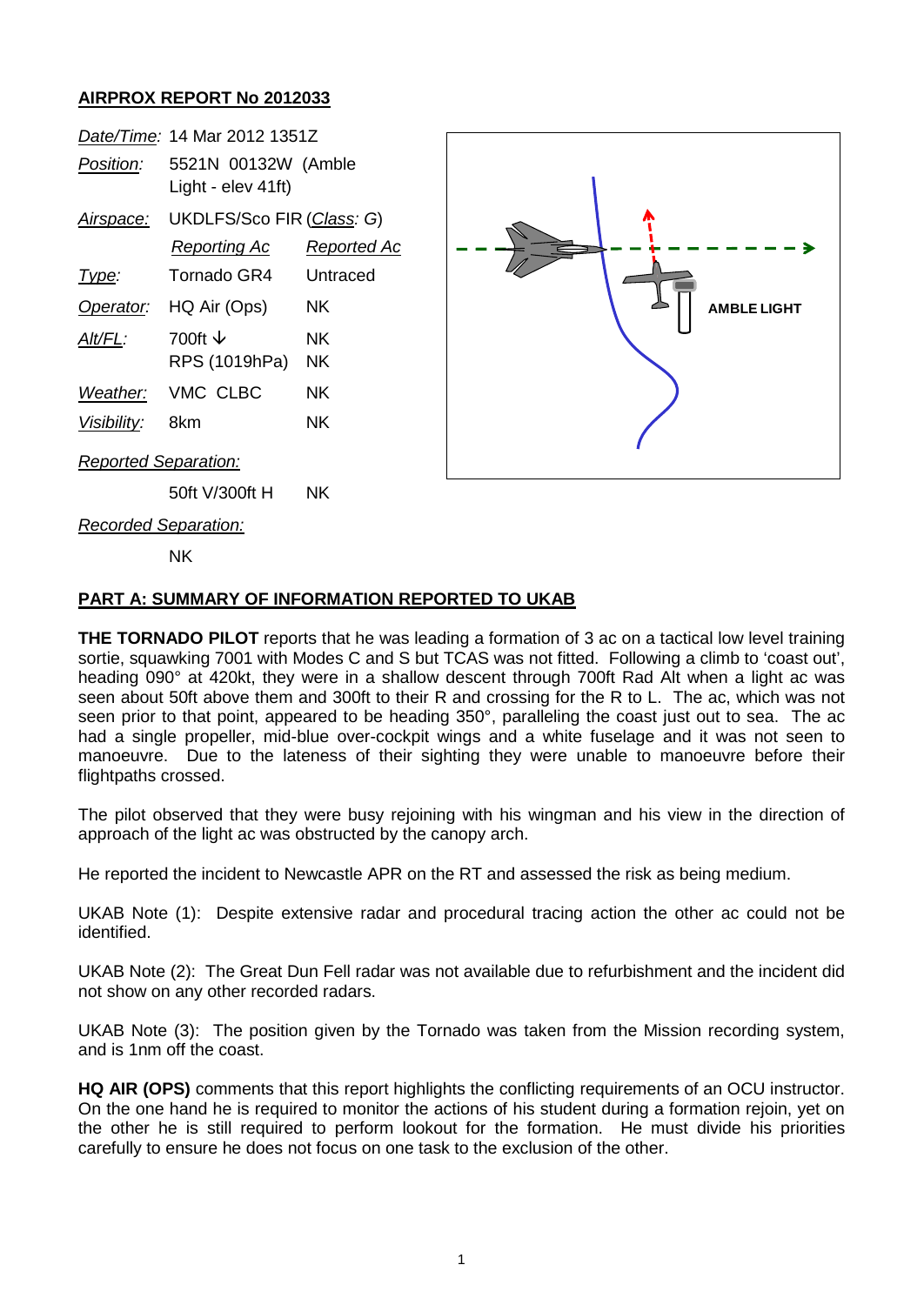## AIRPROX REPORT No 2012033

| | | |
|---|---|---|
| *Date/Time:* | 14 Mar 2012 1351Z | |
| *Position:* | 5521N 00132W (Amble Light - elev 41ft) | |
| *Airspace:* | UKDLFS/Sco FIR (*Class: G*) | |
| | *Reporting Ac* | *Reported Ac* |
| *Type:* | Tornado GR4 | Untraced |
| *Operator:* | HQ Air (Ops) | NK |
| *Alt/FL:* | 700ft ↓ RPS (1019hPa) | NK NK |
| *Weather:* | VMC CLBC | NK |
| *Visibility:* | 8km | NK |
| *Reported Separation:* | | |
| | 50ft V/300ft H | NK |
| *Recorded Separation:* | | |
| | NK | |

AMBLE LIGHT

## PART A: SUMMARY OF INFORMATION REPORTED TO UKAB

**THE TORNADO PILOT** reports that he was leading a formation of 3 ac on a tactical low level training sortie, squawking 7001 with Modes C and S but TCAS was not fitted. Following a climb to 'coast out', heading 090° at 420kt, they were in a shallow descent through 700ft Rad Alt when a light ac was seen about 50ft above them and 300ft to their R and crossing for the R to L. The ac, which was not seen prior to that point, appeared to be heading 350°, paralleling the coast just out to sea. The ac had a single propeller, mid-blue over-cockpit wings and a white fuselage and it was not seen to manoeuvre. Due to the lateness of their sighting they were unable to manoeuvre before their flightpaths crossed.

The pilot observed that they were busy rejoining with his wingman and his view in the direction of approach of the light ac was obstructed by the canopy arch.

He reported the incident to Newcastle APR on the RT and assessed the risk as being medium.

UKAB Note (1): Despite extensive radar and procedural tracing action the other ac could not be identified.

UKAB Note (2): The Great Dun Fell radar was not available due to refurbishment and the incident did not show on any other recorded radars.

UKAB Note (3): The position given by the Tornado was taken from the Mission recording system, and is 1nm off the coast.

**HQ AIR (OPS)** comments that this report highlights the conflicting requirements of an OCU instructor. On the one hand he is required to monitor the actions of his student during a formation rejoin, yet on the other he is still required to perform lookout for the formation. He must divide his priorities carefully to ensure he does not focus on one task to the exclusion of the other.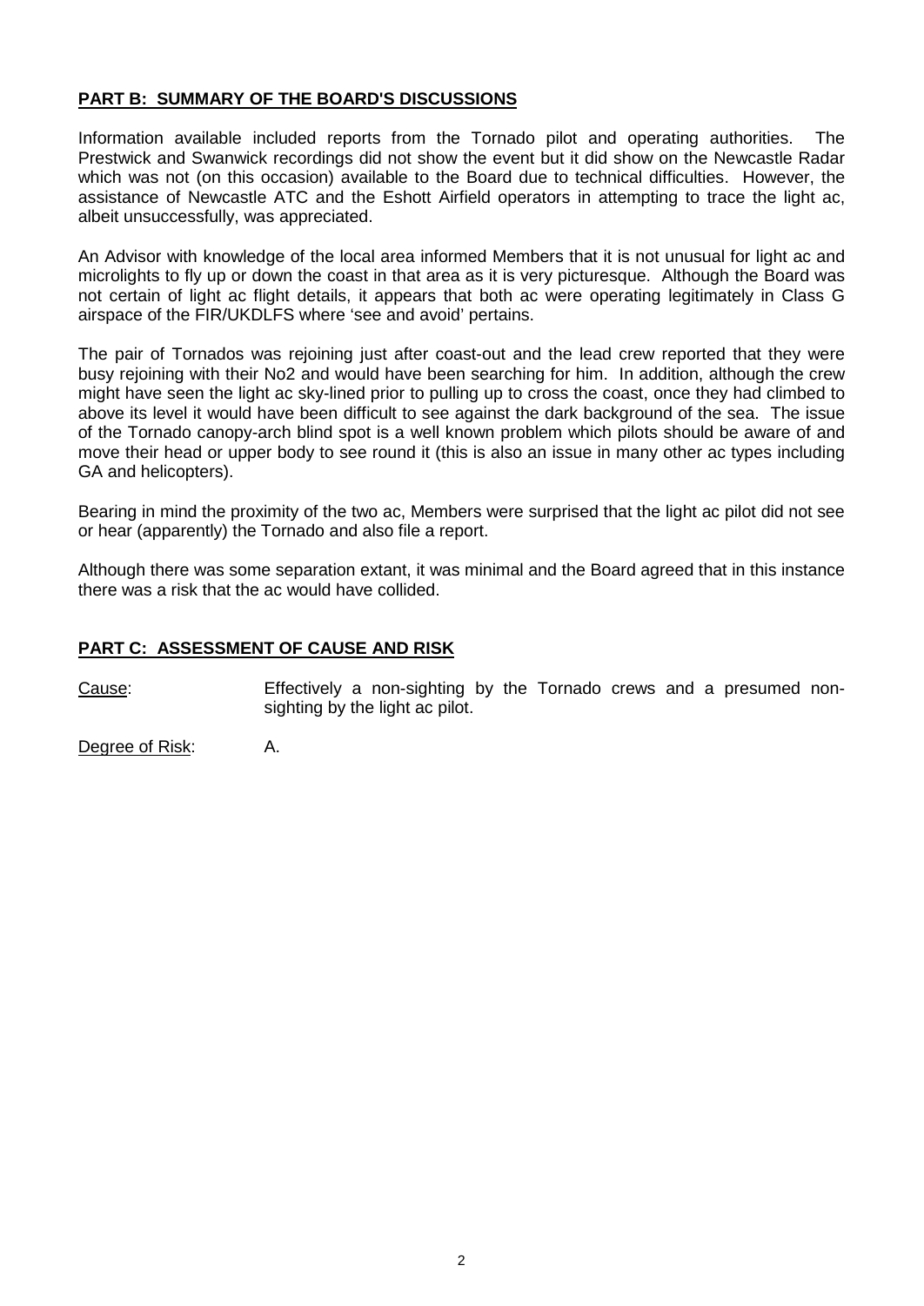## PART B: SUMMARY OF THE BOARD'S DISCUSSIONS

Information available included reports from the Tornado pilot and operating authorities. The Prestwick and Swanwick recordings did not show the event but it did show on the Newcastle Radar which was not (on this occasion) available to the Board due to technical difficulties. However, the assistance of Newcastle ATC and the Eshott Airfield operators in attempting to trace the light ac, albeit unsuccessfully, was appreciated.

An Advisor with knowledge of the local area informed Members that it is not unusual for light ac and microlights to fly up or down the coast in that area as it is very picturesque. Although the Board was not certain of light ac flight details, it appears that both ac were operating legitimately in Class G airspace of the FIR/UKDLFS where 'see and avoid' pertains.

The pair of Tornados was rejoining just after coast-out and the lead crew reported that they were busy rejoining with their No2 and would have been searching for him. In addition, although the crew might have seen the light ac sky-lined prior to pulling up to cross the coast, once they had climbed to above its level it would have been difficult to see against the dark background of the sea. The issue of the Tornado canopy-arch blind spot is a well known problem which pilots should be aware of and move their head or upper body to see round it (this is also an issue in many other ac types including GA and helicopters).

Bearing in mind the proximity of the two ac, Members were surprised that the light ac pilot did not see or hear (apparently) the Tornado and also file a report.

Although there was some separation extant, it was minimal and the Board agreed that in this instance there was a risk that the ac would have collided.

## PART C: ASSESSMENT OF CAUSE AND RISK

Cause: Effectively a non-sighting by the Tornado crews and a presumed non-sighting by the light ac pilot.

Degree of Risk: A.